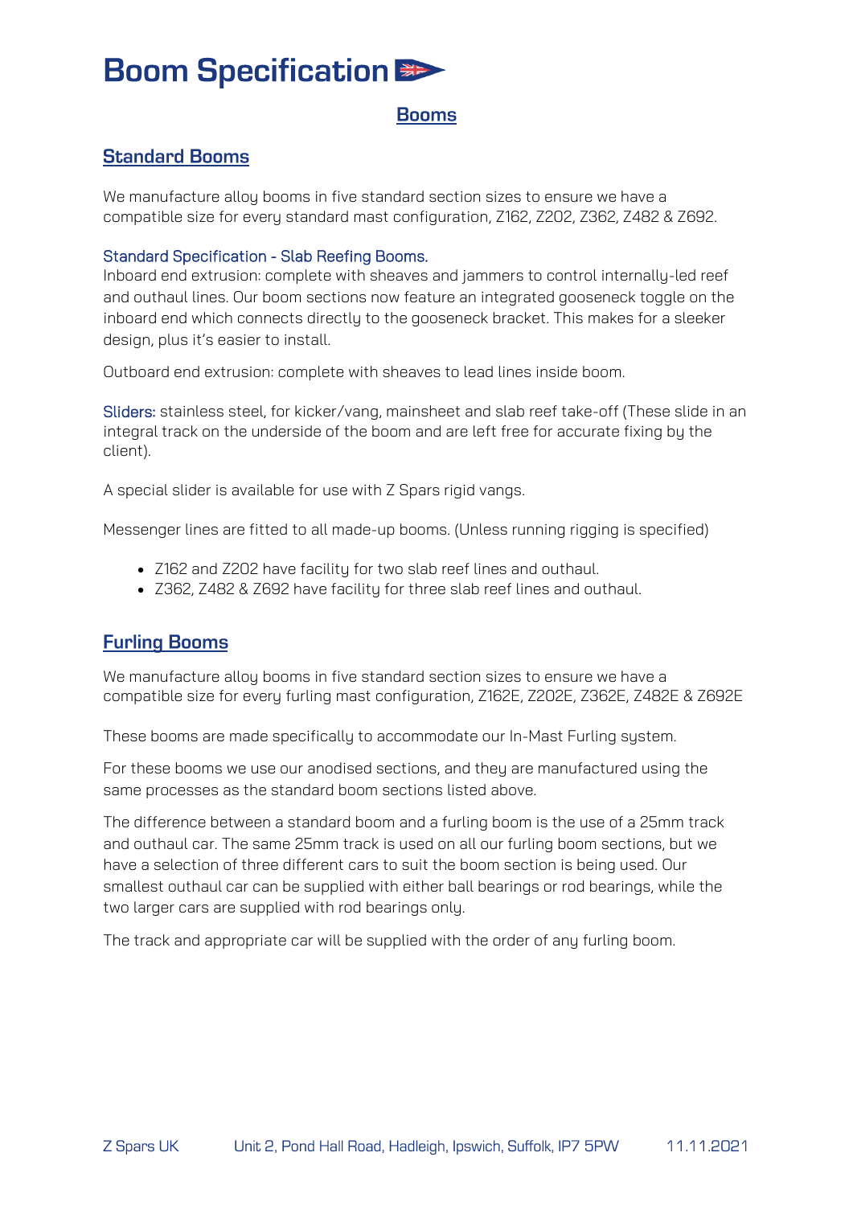# Boom Specification

## Booms

### Standard Booms

We manufacture alloy booms in five standard section sizes to ensure we have a compatible size for every standard mast configuration, Z162, Z202, Z362, Z482 & Z692.

#### Standard Specification - Slab Reefing Booms.

Inboard end extrusion: complete with sheaves and jammers to control internally-led reef and outhaul lines. Our boom sections now feature an integrated gooseneck toggle on the inboard end which connects directly to the gooseneck bracket. This makes for a sleeker design, plus it's easier to install.

Outboard end extrusion: complete with sheaves to lead lines inside boom.

Sliders: stainless steel, for kicker/vang, mainsheet and slab reef take-off (These slide in an integral track on the underside of the boom and are left free for accurate fixing by the client).

A special slider is available for use with Z Spars rigid vangs.

Messenger lines are fitted to all made-up booms. (Unless running rigging is specified)

- Z162 and Z202 have facility for two slab reef lines and outhaul.
- Z362, Z482 & Z692 have facility for three slab reef lines and outhaul.

### Furling Booms

We manufacture alloy booms in five standard section sizes to ensure we have a compatible size for every furling mast configuration, Z162E, Z202E, Z362E, Z482E & Z692E

These booms are made specifically to accommodate our In-Mast Furling system.

For these booms we use our anodised sections, and they are manufactured using the same processes as the standard boom sections listed above.

The difference between a standard boom and a furling boom is the use of a 25mm track and outhaul car. The same 25mm track is used on all our furling boom sections, but we have a selection of three different cars to suit the boom section is being used. Our smallest outhaul car can be supplied with either ball bearings or rod bearings, while the two larger cars are supplied with rod bearings only.

The track and appropriate car will be supplied with the order of any furling boom.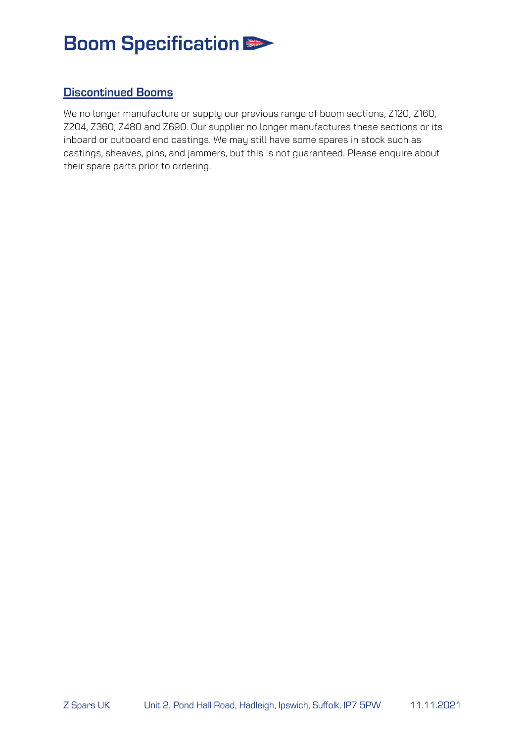# Boom Specification

## Discontinued Booms

We no longer manufacture or supply our previous range of boom sections, Z120, Z160, Z204, Z360, Z480 and Z690. Our supplier no longer manufactures these sections or its inboard or outboard end castings. We may still have some spares in stock such as castings, sheaves, pins, and jammers, but this is not guaranteed. Please enquire about their spare parts prior to ordering.